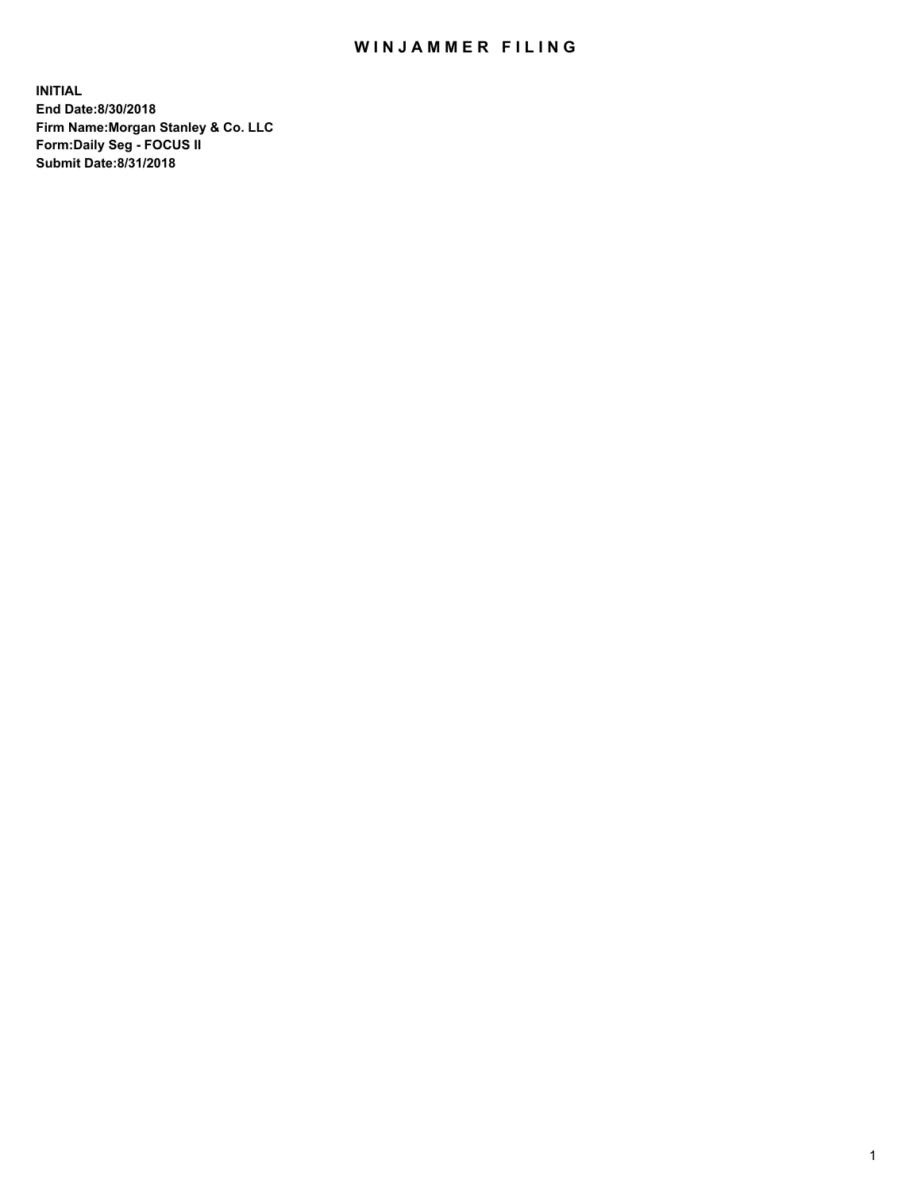# WINJAMMER FILING

**INITIAL**
**End Date:8/30/2018**
**Firm Name:Morgan Stanley & Co. LLC**
**Form:Daily Seg - FOCUS II**
**Submit Date:8/31/2018**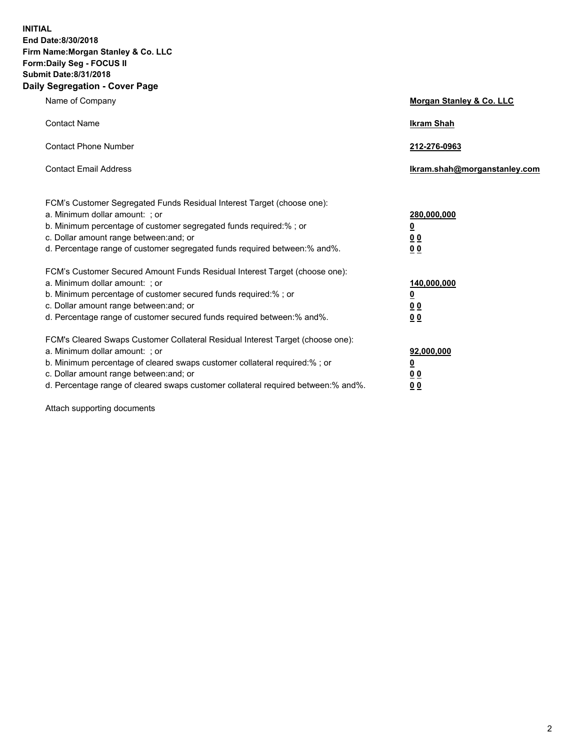**INITIAL**
**End Date:8/30/2018**
**Firm Name:Morgan Stanley & Co. LLC**
**Form:Daily Seg - FOCUS II**
**Submit Date:8/31/2018**
**Daily Segregation - Cover Page**

| | |
|---|---|
| Name of Company | **Morgan Stanley & Co. LLC** |
| Contact Name | **Ikram Shah** |
| Contact Phone Number | **212-276-0963** |
| Contact Email Address | **Ikram.shah@morganstanley.com** |

FCM's Customer Segregated Funds Residual Interest Target (choose one):

| | |
|---|---|
| a. Minimum dollar amount: ; or | **280,000,000** |
| b. Minimum percentage of customer segregated funds required:% ; or | **0** |
| c. Dollar amount range between:and; or | **0 0** |
| d. Percentage range of customer segregated funds required between:% and%. | **0 0** |

FCM's Customer Secured Amount Funds Residual Interest Target (choose one):

| | |
|---|---|
| a. Minimum dollar amount: ; or | **140,000,000** |
| b. Minimum percentage of customer secured funds required:% ; or | **0** |
| c. Dollar amount range between:and; or | **0 0** |
| d. Percentage range of customer secured funds required between:% and%. | **0 0** |

FCM's Cleared Swaps Customer Collateral Residual Interest Target (choose one):

| | |
|---|---|
| a. Minimum dollar amount: ; or | **92,000,000** |
| b. Minimum percentage of cleared swaps customer collateral required:% ; or | **0** |
| c. Dollar amount range between:and; or | **0 0** |
| d. Percentage range of cleared swaps customer collateral required between:% and%. | **0 0** |

Attach supporting documents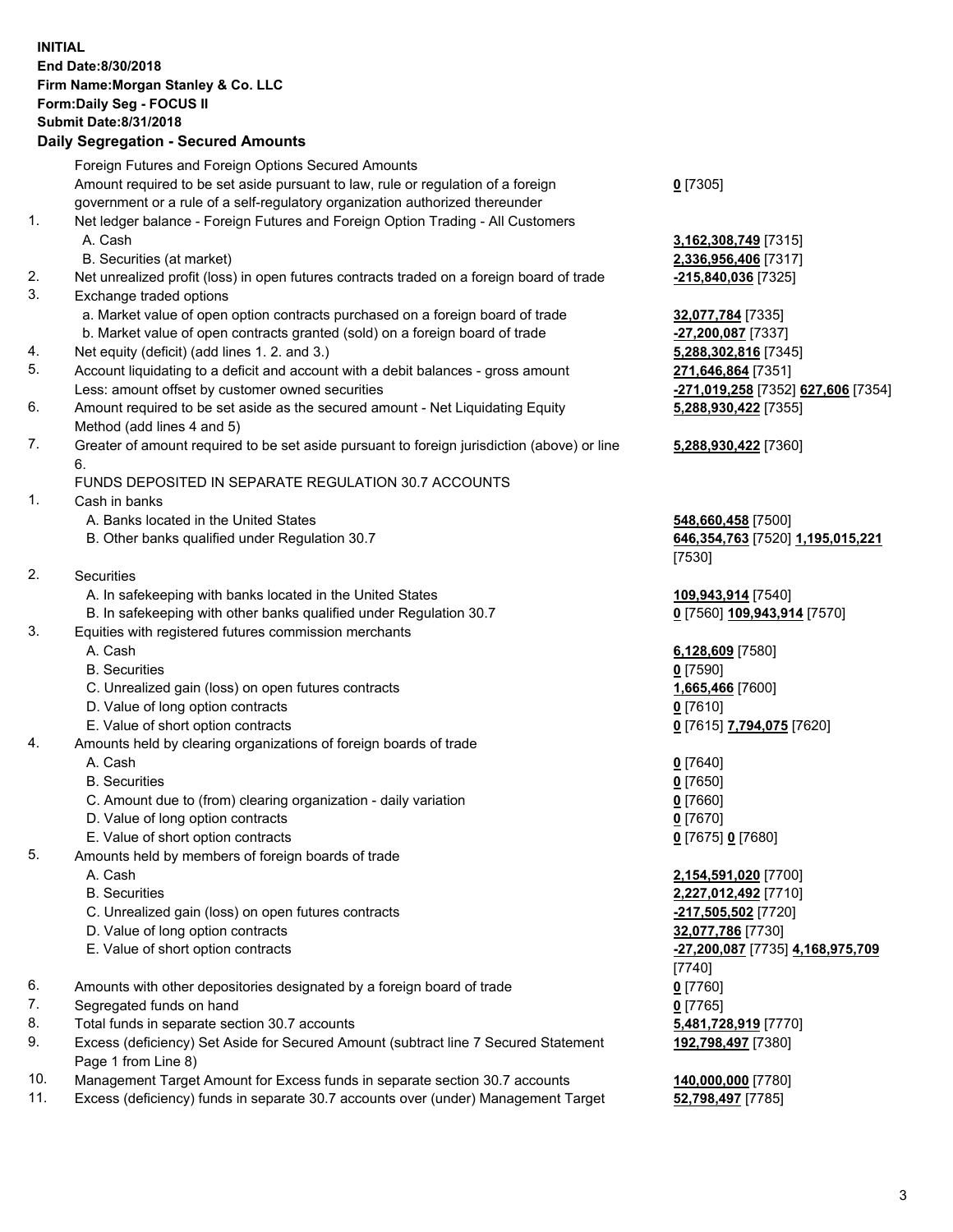**INITIAL**
**End Date:8/30/2018**
**Firm Name:Morgan Stanley & Co. LLC**
**Form:Daily Seg - FOCUS II**
**Submit Date:8/31/2018**

## Daily Segregation - Secured Amounts

| | | |
|---|---|---|
| | Foreign Futures and Foreign Options Secured Amounts | |
| | Amount required to be set aside pursuant to law, rule or regulation of a foreign government or a rule of a self-regulatory organization authorized thereunder | **0** [7305] |
| 1. | Net ledger balance - Foreign Futures and Foreign Option Trading - All Customers | |
| | A. Cash | **3,162,308,749** [7315] |
| | B. Securities (at market) | **2,336,956,406** [7317] |
| 2. | Net unrealized profit (loss) in open futures contracts traded on a foreign board of trade | **-215,840,036** [7325] |
| 3. | Exchange traded options | |
| | a. Market value of open option contracts purchased on a foreign board of trade | **32,077,784** [7335] |
| | b. Market value of open contracts granted (sold) on a foreign board of trade | **-27,200,087** [7337] |
| 4. | Net equity (deficit) (add lines 1. 2. and 3.) | **5,288,302,816** [7345] |
| 5. | Account liquidating to a deficit and account with a debit balances - gross amount | **271,646,864** [7351] |
| | Less: amount offset by customer owned securities | **-271,019,258** [7352] **627,606** [7354] |
| 6. | Amount required to be set aside as the secured amount - Net Liquidating Equity Method (add lines 4 and 5) | **5,288,930,422** [7355] |
| 7. | Greater of amount required to be set aside pursuant to foreign jurisdiction (above) or line 6. | **5,288,930,422** [7360] |
| | FUNDS DEPOSITED IN SEPARATE REGULATION 30.7 ACCOUNTS | |
| 1. | Cash in banks | |
| | A. Banks located in the United States | **548,660,458** [7500] |
| | B. Other banks qualified under Regulation 30.7 | **646,354,763** [7520] **1,195,015,221** [7530] |
| 2. | Securities | |
| | A. In safekeeping with banks located in the United States | **109,943,914** [7540] |
| | B. In safekeeping with other banks qualified under Regulation 30.7 | **0** [7560] **109,943,914** [7570] |
| 3. | Equities with registered futures commission merchants | |
| | A. Cash | **6,128,609** [7580] |
| | B. Securities | **0** [7590] |
| | C. Unrealized gain (loss) on open futures contracts | **1,665,466** [7600] |
| | D. Value of long option contracts | **0** [7610] |
| | E. Value of short option contracts | **0** [7615] **7,794,075** [7620] |
| 4. | Amounts held by clearing organizations of foreign boards of trade | |
| | A. Cash | **0** [7640] |
| | B. Securities | **0** [7650] |
| | C. Amount due to (from) clearing organization - daily variation | **0** [7660] |
| | D. Value of long option contracts | **0** [7670] |
| | E. Value of short option contracts | **0** [7675] **0** [7680] |
| 5. | Amounts held by members of foreign boards of trade | |
| | A. Cash | **2,154,591,020** [7700] |
| | B. Securities | **2,227,012,492** [7710] |
| | C. Unrealized gain (loss) on open futures contracts | **-217,505,502** [7720] |
| | D. Value of long option contracts | **32,077,786** [7730] |
| | E. Value of short option contracts | **-27,200,087** [7735] **4,168,975,709** [7740] |
| 6. | Amounts with other depositories designated by a foreign board of trade | **0** [7760] |
| 7. | Segregated funds on hand | **0** [7765] |
| 8. | Total funds in separate section 30.7 accounts | **5,481,728,919** [7770] |
| 9. | Excess (deficiency) Set Aside for Secured Amount (subtract line 7 Secured Statement Page 1 from Line 8) | **192,798,497** [7380] |
| 10. | Management Target Amount for Excess funds in separate section 30.7 accounts | **140,000,000** [7780] |
| 11. | Excess (deficiency) funds in separate 30.7 accounts over (under) Management Target | **52,798,497** [7785] |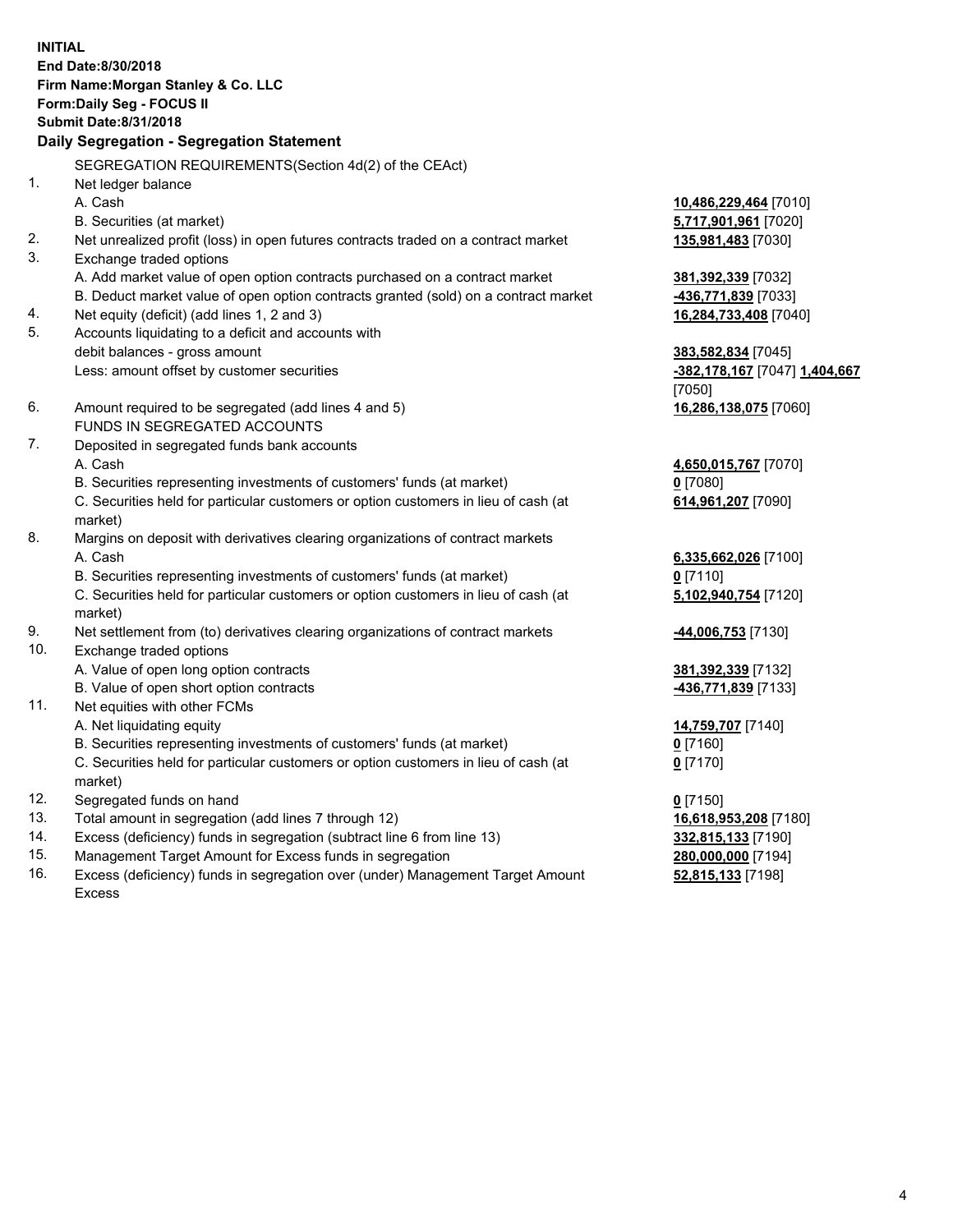**INITIAL**
**End Date:8/30/2018**
**Firm Name:Morgan Stanley & Co. LLC**
**Form:Daily Seg - FOCUS II**
**Submit Date:8/31/2018**
**Daily Segregation - Segregation Statement**

SEGREGATION REQUIREMENTS(Section 4d(2) of the CEAct)

| | | |
|---|---|---|
| 1. | Net ledger balance | |
| | A. Cash | **10,486,229,464** [7010] |
| | B. Securities (at market) | **5,717,901,961** [7020] |
| 2. | Net unrealized profit (loss) in open futures contracts traded on a contract market | **135,981,483** [7030] |
| 3. | Exchange traded options | |
| | A. Add market value of open option contracts purchased on a contract market | **381,392,339** [7032] |
| | B. Deduct market value of open option contracts granted (sold) on a contract market | **-436,771,839** [7033] |
| 4. | Net equity (deficit) (add lines 1, 2 and 3) | **16,284,733,408** [7040] |
| 5. | Accounts liquidating to a deficit and accounts with debit balances - gross amount | **383,582,834** [7045] |
| | Less: amount offset by customer securities | **-382,178,167** [7047] **1,404,667** [7050] |
| 6. | Amount required to be segregated (add lines 4 and 5) | **16,286,138,075** [7060] |
| | FUNDS IN SEGREGATED ACCOUNTS | |
| 7. | Deposited in segregated funds bank accounts | |
| | A. Cash | **4,650,015,767** [7070] |
| | B. Securities representing investments of customers' funds (at market) | **0** [7080] |
| | C. Securities held for particular customers or option customers in lieu of cash (at market) | **614,961,207** [7090] |
| 8. | Margins on deposit with derivatives clearing organizations of contract markets | |
| | A. Cash | **6,335,662,026** [7100] |
| | B. Securities representing investments of customers' funds (at market) | **0** [7110] |
| | C. Securities held for particular customers or option customers in lieu of cash (at market) | **5,102,940,754** [7120] |
| 9. | Net settlement from (to) derivatives clearing organizations of contract markets | **-44,006,753** [7130] |
| 10. | Exchange traded options | |
| | A. Value of open long option contracts | **381,392,339** [7132] |
| | B. Value of open short option contracts | **-436,771,839** [7133] |
| 11. | Net equities with other FCMs | |
| | A. Net liquidating equity | **14,759,707** [7140] |
| | B. Securities representing investments of customers' funds (at market) | **0** [7160] |
| | C. Securities held for particular customers or option customers in lieu of cash (at market) | **0** [7170] |
| 12. | Segregated funds on hand | **0** [7150] |
| 13. | Total amount in segregation (add lines 7 through 12) | **16,618,953,208** [7180] |
| 14. | Excess (deficiency) funds in segregation (subtract line 6 from line 13) | **332,815,133** [7190] |
| 15. | Management Target Amount for Excess funds in segregation | **280,000,000** [7194] |
| 16. | Excess (deficiency) funds in segregation over (under) Management Target Amount Excess | **52,815,133** [7198] |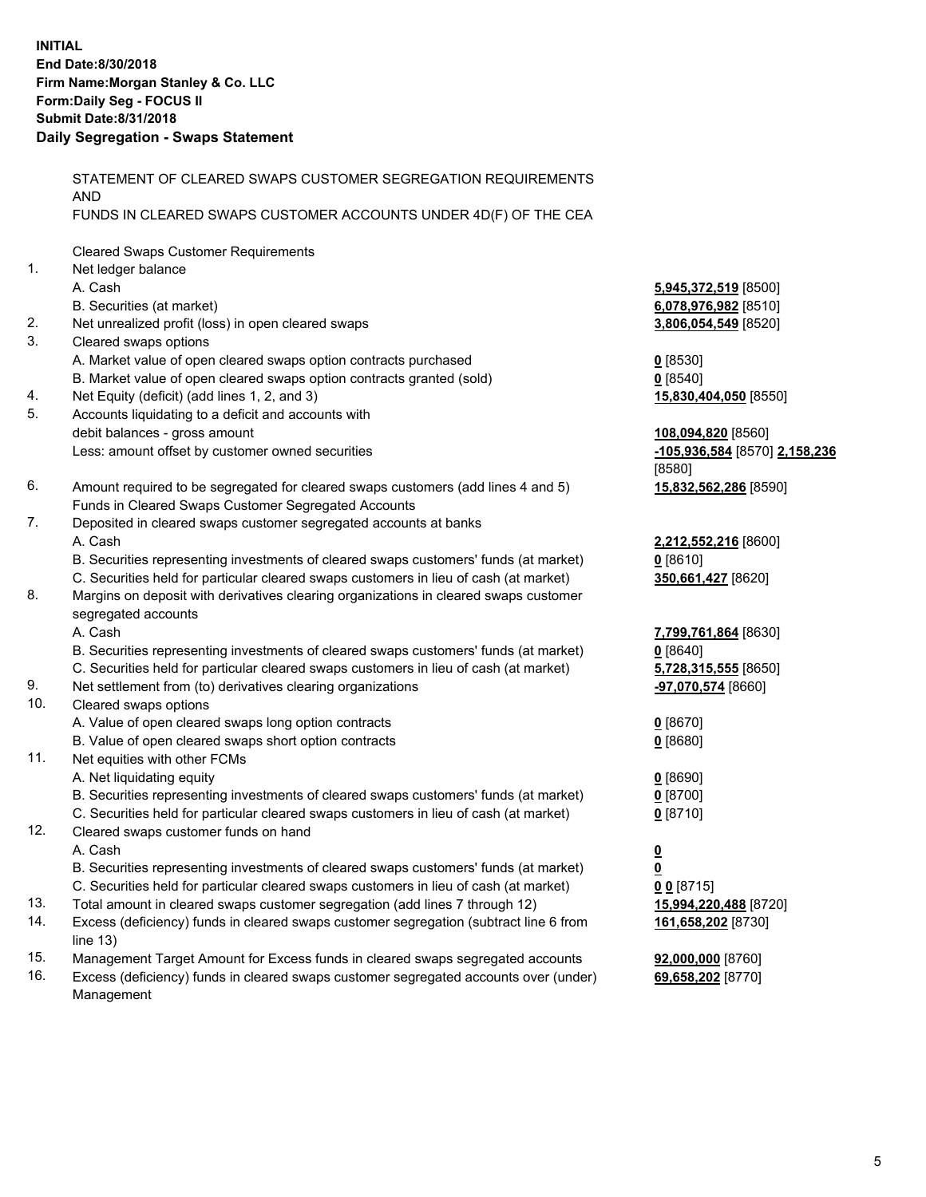**INITIAL**
**End Date:8/30/2018**
**Firm Name:Morgan Stanley & Co. LLC**
**Form:Daily Seg - FOCUS II**
**Submit Date:8/31/2018**
**Daily Segregation - Swaps Statement**

STATEMENT OF CLEARED SWAPS CUSTOMER SEGREGATION REQUIREMENTS AND FUNDS IN CLEARED SWAPS CUSTOMER ACCOUNTS UNDER 4D(F) OF THE CEA

| | | |
|---|---|---|
| | Cleared Swaps Customer Requirements | |
| 1. | Net ledger balance | |
| | A. Cash | **5,945,372,519** [8500] |
| | B. Securities (at market) | **6,078,976,982** [8510] |
| 2. | Net unrealized profit (loss) in open cleared swaps | **3,806,054,549** [8520] |
| 3. | Cleared swaps options | |
| | A. Market value of open cleared swaps option contracts purchased | **0** [8530] |
| | B. Market value of open cleared swaps option contracts granted (sold) | **0** [8540] |
| 4. | Net Equity (deficit) (add lines 1, 2, and 3) | **15,830,404,050** [8550] |
| 5. | Accounts liquidating to a deficit and accounts with debit balances - gross amount | **108,094,820** [8560] |
| | Less: amount offset by customer owned securities | **-105,936,584** [8570] **2,158,236** [8580] |
| 6. | Amount required to be segregated for cleared swaps customers (add lines 4 and 5) | **15,832,562,286** [8590] |
| | Funds in Cleared Swaps Customer Segregated Accounts | |
| 7. | Deposited in cleared swaps customer segregated accounts at banks | |
| | A. Cash | **2,212,552,216** [8600] |
| | B. Securities representing investments of cleared swaps customers' funds (at market) | **0** [8610] |
| | C. Securities held for particular cleared swaps customers in lieu of cash (at market) | **350,661,427** [8620] |
| 8. | Margins on deposit with derivatives clearing organizations in cleared swaps customer segregated accounts | |
| | A. Cash | **7,799,761,864** [8630] |
| | B. Securities representing investments of cleared swaps customers' funds (at market) | **0** [8640] |
| | C. Securities held for particular cleared swaps customers in lieu of cash (at market) | **5,728,315,555** [8650] |
| 9. | Net settlement from (to) derivatives clearing organizations | **-97,070,574** [8660] |
| 10. | Cleared swaps options | |
| | A. Value of open cleared swaps long option contracts | **0** [8670] |
| | B. Value of open cleared swaps short option contracts | **0** [8680] |
| 11. | Net equities with other FCMs | |
| | A. Net liquidating equity | **0** [8690] |
| | B. Securities representing investments of cleared swaps customers' funds (at market) | **0** [8700] |
| | C. Securities held for particular cleared swaps customers in lieu of cash (at market) | **0** [8710] |
| 12. | Cleared swaps customer funds on hand | |
| | A. Cash | **0** |
| | B. Securities representing investments of cleared swaps customers' funds (at market) | **0** |
| | C. Securities held for particular cleared swaps customers in lieu of cash (at market) | **0** **0** [8715] |
| 13. | Total amount in cleared swaps customer segregation (add lines 7 through 12) | **15,994,220,488** [8720] |
| 14. | Excess (deficiency) funds in cleared swaps customer segregation (subtract line 6 from line 13) | **161,658,202** [8730] |
| 15. | Management Target Amount for Excess funds in cleared swaps segregated accounts | **92,000,000** [8760] |
| 16. | Excess (deficiency) funds in cleared swaps customer segregated accounts over (under) Management | **69,658,202** [8770] |